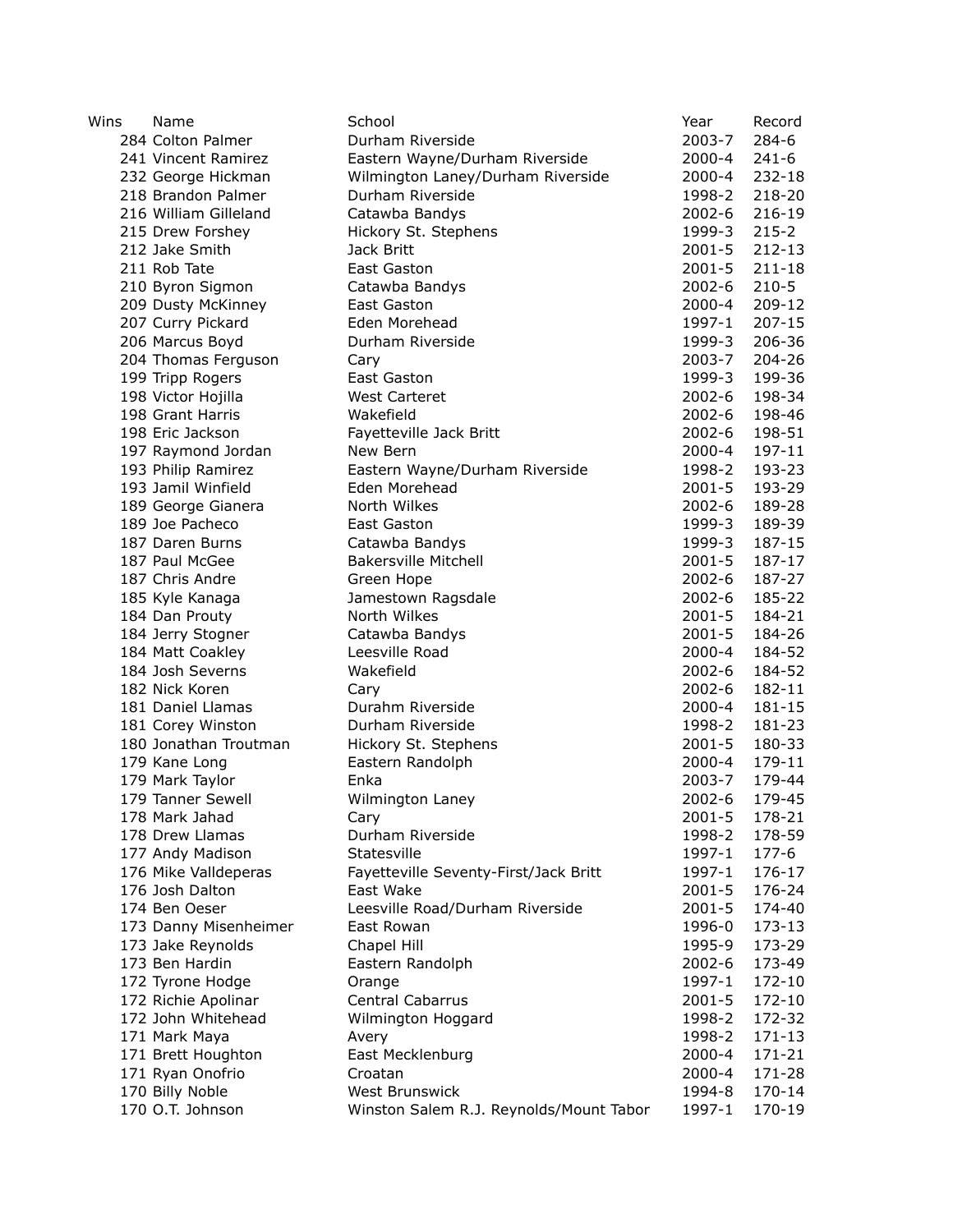| Wins | Name | School | Year | Record |
|---|---|---|---|---|
| 284 | Colton Palmer | Durham Riverside | 2003-7 | 284-6 |
| 241 | Vincent Ramirez | Eastern Wayne/Durham Riverside | 2000-4 | 241-6 |
| 232 | George Hickman | Wilmington Laney/Durham Riverside | 2000-4 | 232-18 |
| 218 | Brandon Palmer | Durham Riverside | 1998-2 | 218-20 |
| 216 | William Gilleland | Catawba Bandys | 2002-6 | 216-19 |
| 215 | Drew Forshey | Hickory St. Stephens | 1999-3 | 215-2 |
| 212 | Jake Smith | Jack Britt | 2001-5 | 212-13 |
| 211 | Rob Tate | East Gaston | 2001-5 | 211-18 |
| 210 | Byron Sigmon | Catawba Bandys | 2002-6 | 210-5 |
| 209 | Dusty McKinney | East Gaston | 2000-4 | 209-12 |
| 207 | Curry Pickard | Eden Morehead | 1997-1 | 207-15 |
| 206 | Marcus Boyd | Durham Riverside | 1999-3 | 206-36 |
| 204 | Thomas Ferguson | Cary | 2003-7 | 204-26 |
| 199 | Tripp Rogers | East Gaston | 1999-3 | 199-36 |
| 198 | Victor Hojilla | West Carteret | 2002-6 | 198-34 |
| 198 | Grant Harris | Wakefield | 2002-6 | 198-46 |
| 198 | Eric Jackson | Fayetteville Jack Britt | 2002-6 | 198-51 |
| 197 | Raymond Jordan | New Bern | 2000-4 | 197-11 |
| 193 | Philip Ramirez | Eastern Wayne/Durham Riverside | 1998-2 | 193-23 |
| 193 | Jamil Winfield | Eden Morehead | 2001-5 | 193-29 |
| 189 | George Gianera | North Wilkes | 2002-6 | 189-28 |
| 189 | Joe Pacheco | East Gaston | 1999-3 | 189-39 |
| 187 | Daren Burns | Catawba Bandys | 1999-3 | 187-15 |
| 187 | Paul McGee | Bakersville Mitchell | 2001-5 | 187-17 |
| 187 | Chris Andre | Green Hope | 2002-6 | 187-27 |
| 185 | Kyle Kanaga | Jamestown Ragsdale | 2002-6 | 185-22 |
| 184 | Dan Prouty | North Wilkes | 2001-5 | 184-21 |
| 184 | Jerry Stogner | Catawba Bandys | 2001-5 | 184-26 |
| 184 | Matt Coakley | Leesville Road | 2000-4 | 184-52 |
| 184 | Josh Severns | Wakefield | 2002-6 | 184-52 |
| 182 | Nick Koren | Cary | 2002-6 | 182-11 |
| 181 | Daniel Llamas | Durahm Riverside | 2000-4 | 181-15 |
| 181 | Corey Winston | Durham Riverside | 1998-2 | 181-23 |
| 180 | Jonathan Troutman | Hickory St. Stephens | 2001-5 | 180-33 |
| 179 | Kane Long | Eastern Randolph | 2000-4 | 179-11 |
| 179 | Mark Taylor | Enka | 2003-7 | 179-44 |
| 179 | Tanner Sewell | Wilmington Laney | 2002-6 | 179-45 |
| 178 | Mark Jahad | Cary | 2001-5 | 178-21 |
| 178 | Drew Llamas | Durham Riverside | 1998-2 | 178-59 |
| 177 | Andy Madison | Statesville | 1997-1 | 177-6 |
| 176 | Mike Valldeperas | Fayetteville Seventy-First/Jack Britt | 1997-1 | 176-17 |
| 176 | Josh Dalton | East Wake | 2001-5 | 176-24 |
| 174 | Ben Oeser | Leesville Road/Durham Riverside | 2001-5 | 174-40 |
| 173 | Danny Misenheimer | East Rowan | 1996-0 | 173-13 |
| 173 | Jake Reynolds | Chapel Hill | 1995-9 | 173-29 |
| 173 | Ben Hardin | Eastern Randolph | 2002-6 | 173-49 |
| 172 | Tyrone Hodge | Orange | 1997-1 | 172-10 |
| 172 | Richie Apolinar | Central Cabarrus | 2001-5 | 172-10 |
| 172 | John Whitehead | Wilmington Hoggard | 1998-2 | 172-32 |
| 171 | Mark Maya | Avery | 1998-2 | 171-13 |
| 171 | Brett Houghton | East Mecklenburg | 2000-4 | 171-21 |
| 171 | Ryan Onofrio | Croatan | 2000-4 | 171-28 |
| 170 | Billy Noble | West Brunswick | 1994-8 | 170-14 |
| 170 | O.T. Johnson | Winston Salem R.J. Reynolds/Mount Tabor | 1997-1 | 170-19 |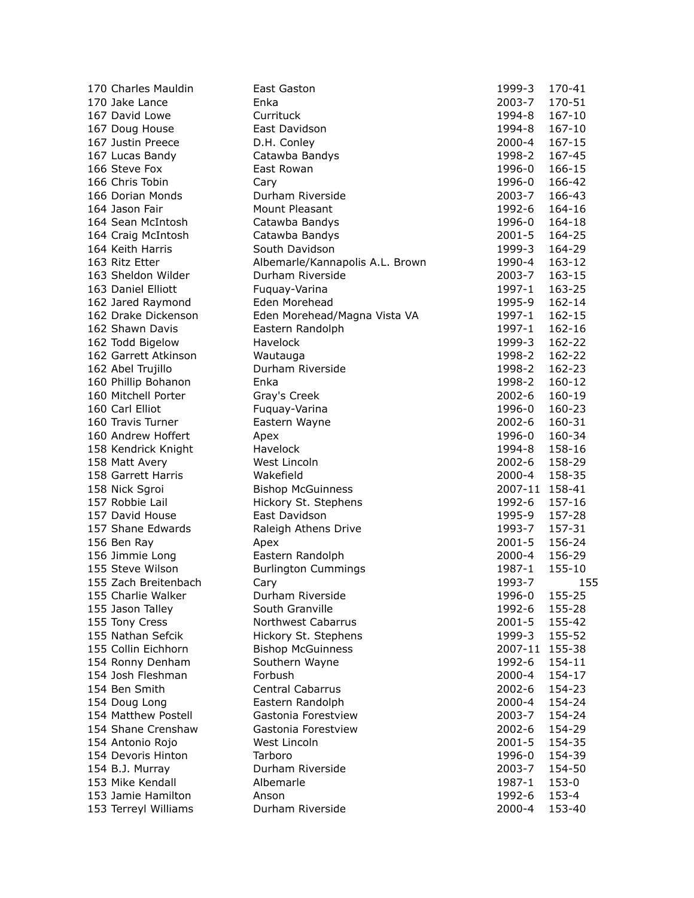| | | | |
|---|---|---|---|
| 170 Charles Mauldin | East Gaston | 1999-3 | 170-41 |
| 170 Jake Lance | Enka | 2003-7 | 170-51 |
| 167 David Lowe | Currituck | 1994-8 | 167-10 |
| 167 Doug House | East Davidson | 1994-8 | 167-10 |
| 167 Justin Preece | D.H. Conley | 2000-4 | 167-15 |
| 167 Lucas Bandy | Catawba Bandys | 1998-2 | 167-45 |
| 166 Steve Fox | East Rowan | 1996-0 | 166-15 |
| 166 Chris Tobin | Cary | 1996-0 | 166-42 |
| 166 Dorian Monds | Durham Riverside | 2003-7 | 166-43 |
| 164 Jason Fair | Mount Pleasant | 1992-6 | 164-16 |
| 164 Sean McIntosh | Catawba Bandys | 1996-0 | 164-18 |
| 164 Craig McIntosh | Catawba Bandys | 2001-5 | 164-25 |
| 164 Keith Harris | South Davidson | 1999-3 | 164-29 |
| 163 Ritz Etter | Albemarle/Kannapolis A.L. Brown | 1990-4 | 163-12 |
| 163 Sheldon Wilder | Durham Riverside | 2003-7 | 163-15 |
| 163 Daniel Elliott | Fuquay-Varina | 1997-1 | 163-25 |
| 162 Jared Raymond | Eden Morehead | 1995-9 | 162-14 |
| 162 Drake Dickenson | Eden Morehead/Magna Vista VA | 1997-1 | 162-15 |
| 162 Shawn Davis | Eastern Randolph | 1997-1 | 162-16 |
| 162 Todd Bigelow | Havelock | 1999-3 | 162-22 |
| 162 Garrett Atkinson | Wautauga | 1998-2 | 162-22 |
| 162 Abel Trujillo | Durham Riverside | 1998-2 | 162-23 |
| 160 Phillip Bohanon | Enka | 1998-2 | 160-12 |
| 160 Mitchell Porter | Gray's Creek | 2002-6 | 160-19 |
| 160 Carl Elliot | Fuquay-Varina | 1996-0 | 160-23 |
| 160 Travis Turner | Eastern Wayne | 2002-6 | 160-31 |
| 160 Andrew Hoffert | Apex | 1996-0 | 160-34 |
| 158 Kendrick Knight | Havelock | 1994-8 | 158-16 |
| 158 Matt Avery | West Lincoln | 2002-6 | 158-29 |
| 158 Garrett Harris | Wakefield | 2000-4 | 158-35 |
| 158 Nick Sgroi | Bishop McGuinness | 2007-11 | 158-41 |
| 157 Robbie Lail | Hickory St. Stephens | 1992-6 | 157-16 |
| 157 David House | East Davidson | 1995-9 | 157-28 |
| 157 Shane Edwards | Raleigh Athens Drive | 1993-7 | 157-31 |
| 156 Ben Ray | Apex | 2001-5 | 156-24 |
| 156 Jimmie Long | Eastern Randolph | 2000-4 | 156-29 |
| 155 Steve Wilson | Burlington Cummings | 1987-1 | 155-10 |
| 155 Zach Breitenbach | Cary | 1993-7 | 155 |
| 155 Charlie Walker | Durham Riverside | 1996-0 | 155-25 |
| 155 Jason Talley | South Granville | 1992-6 | 155-28 |
| 155 Tony Cress | Northwest Cabarrus | 2001-5 | 155-42 |
| 155 Nathan Sefcik | Hickory St. Stephens | 1999-3 | 155-52 |
| 155 Collin Eichhorn | Bishop McGuinness | 2007-11 | 155-38 |
| 154 Ronny Denham | Southern Wayne | 1992-6 | 154-11 |
| 154 Josh Fleshman | Forbush | 2000-4 | 154-17 |
| 154 Ben Smith | Central Cabarrus | 2002-6 | 154-23 |
| 154 Doug Long | Eastern Randolph | 2000-4 | 154-24 |
| 154 Matthew Postell | Gastonia Forestview | 2003-7 | 154-24 |
| 154 Shane Crenshaw | Gastonia Forestview | 2002-6 | 154-29 |
| 154 Antonio Rojo | West Lincoln | 2001-5 | 154-35 |
| 154 Devoris Hinton | Tarboro | 1996-0 | 154-39 |
| 154 B.J. Murray | Durham Riverside | 2003-7 | 154-50 |
| 153 Mike Kendall | Albemarle | 1987-1 | 153-0 |
| 153 Jamie Hamilton | Anson | 1992-6 | 153-4 |
| 153 Terreyl Williams | Durham Riverside | 2000-4 | 153-40 |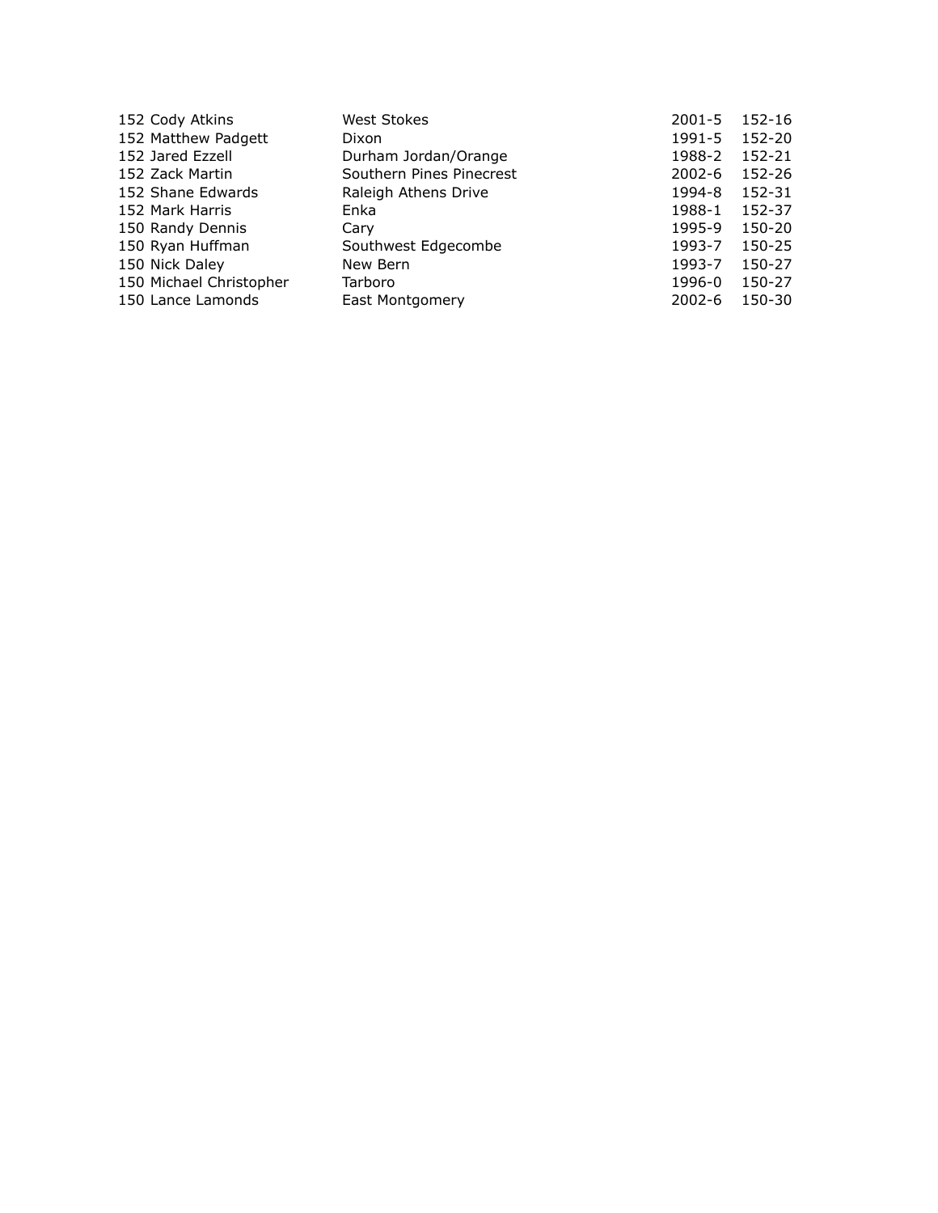| | | | |
|---|---|---|---|
| 152 Cody Atkins | West Stokes | 2001-5 | 152-16 |
| 152 Matthew Padgett | Dixon | 1991-5 | 152-20 |
| 152 Jared Ezzell | Durham Jordan/Orange | 1988-2 | 152-21 |
| 152 Zack Martin | Southern Pines Pinecrest | 2002-6 | 152-26 |
| 152 Shane Edwards | Raleigh Athens Drive | 1994-8 | 152-31 |
| 152 Mark Harris | Enka | 1988-1 | 152-37 |
| 150 Randy Dennis | Cary | 1995-9 | 150-20 |
| 150 Ryan Huffman | Southwest Edgecombe | 1993-7 | 150-25 |
| 150 Nick Daley | New Bern | 1993-7 | 150-27 |
| 150 Michael Christopher | Tarboro | 1996-0 | 150-27 |
| 150 Lance Lamonds | East Montgomery | 2002-6 | 150-30 |